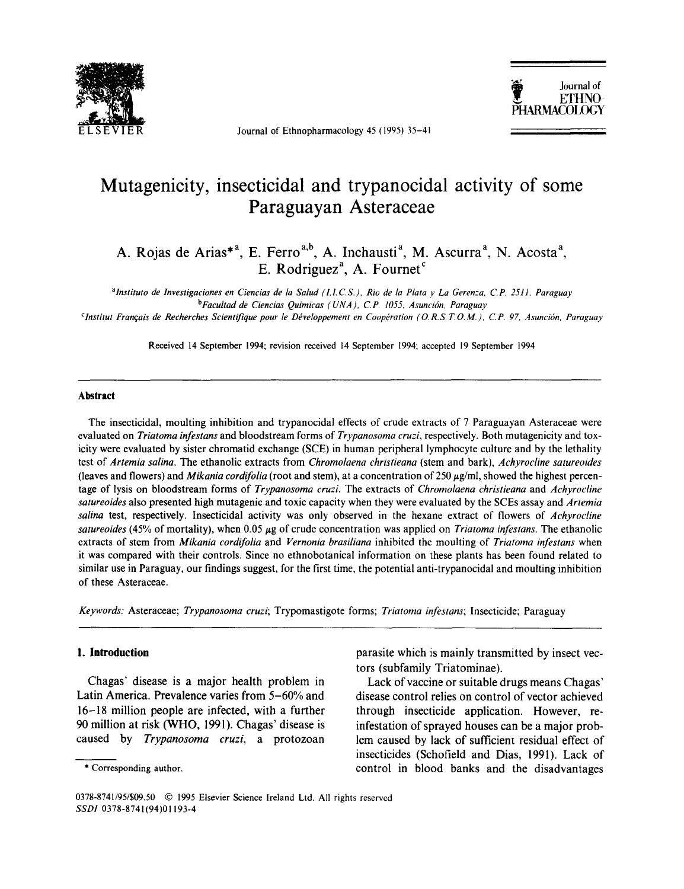# Mutagenicity, insecticidal and trypanocidal activity of some Paraguayan Asteraceae

A. Rojas de Arias*[a], E. Ferro[a,b], A. Inchausti[a], M. Ascurra[a], N. Acosta[a], E. Rodriguez[a], A. Fournet[c]

[a]Instituto de Investigaciones en Ciencias de la Salud (I.I.C.S.), Rio de la Plata y La Gerenza, C.P. 2511, Paraguay
[b]Facultad de Ciencias Quimicas (UNA), C.P. 1055, Asunción, Paraguay
[c]Institut Français de Recherches Scientifique pour le Développement en Coopération (O.R.S.T.O.M.), C.P. 97, Asunción, Paraguay

Received 14 September 1994; revision received 14 September 1994; accepted 19 September 1994

## Abstract

The insecticidal, moulting inhibition and trypanocidal effects of crude extracts of 7 Paraguayan Asteraceae were evaluated on *Triatoma infestans* and bloodstream forms of *Trypanosoma cruzi*, respectively. Both mutagenicity and toxicity were evaluated by sister chromatid exchange (SCE) in human peripheral lymphocyte culture and by the lethality test of *Artemia salina*. The ethanolic extracts from *Chromolaena christieana* (stem and bark), *Achyrocline satureoides* (leaves and flowers) and *Mikania cordifolia* (root and stem), at a concentration of 250 μg/ml, showed the highest percentage of lysis on bloodstream forms of *Trypanosoma cruzi*. The extracts of *Chromolaena christieana* and *Achyrocline satureoides* also presented high mutagenic and toxic capacity when they were evaluated by the SCEs assay and *Artemia salina* test, respectively. Insecticidal activity was only observed in the hexane extract of flowers of *Achyrocline satureoides* (45% of mortality), when 0.05 μg of crude concentration was applied on *Triatoma infestans*. The ethanolic extracts of stem from *Mikania cordifolia* and *Vernonia brasiliana* inhibited the moulting of *Triatoma infestans* when it was compared with their controls. Since no ethnobotanical information on these plants has been found related to similar use in Paraguay, our findings suggest, for the first time, the potential anti-trypanocidal and moulting inhibition of these Asteraceae.

*Keywords:* Asteraceae; *Trypanosoma cruzi*; Trypomastigote forms; *Triatoma infestans*; Insecticide; Paraguay

## 1. Introduction

Chagas' disease is a major health problem in Latin America. Prevalence varies from 5–60% and 16–18 million people are infected, with a further 90 million at risk (WHO, 1991). Chagas' disease is caused by *Trypanosoma cruzi*, a protozoan parasite which is mainly transmitted by insect vectors (subfamily Triatominae).

Lack of vaccine or suitable drugs means Chagas' disease control relies on control of vector achieved through insecticide application. However, re-infestation of sprayed houses can be a major problem caused by lack of sufficient residual effect of insecticides (Schofield and Dias, 1991). Lack of control in blood banks and the disadvantages

\* Corresponding author.

0378-8741/95/$09.50 © 1995 Elsevier Science Ireland Ltd. All rights reserved
SSDI 0378-8741(94)01193-4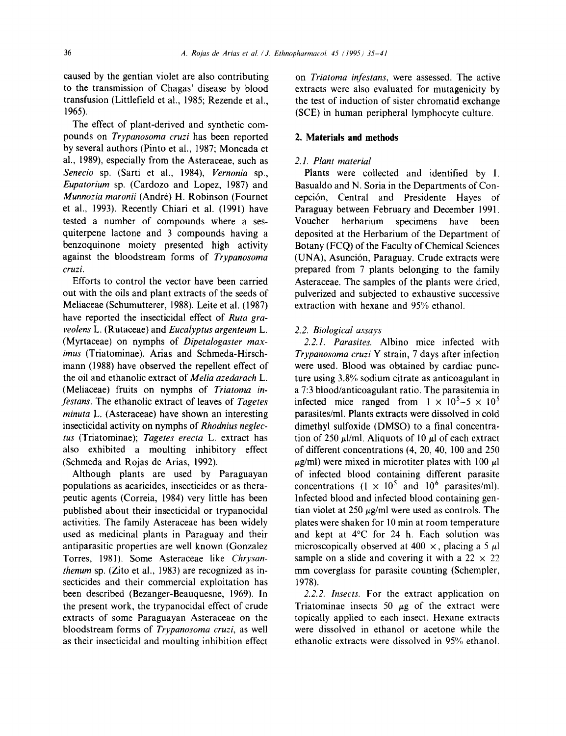caused by the gentian violet are also contributing to the transmission of Chagas' disease by blood transfusion (Littlefield et al., 1985; Rezende et al., 1965).

The effect of plant-derived and synthetic compounds on *Trypanosoma cruzi* has been reported by several authors (Pinto et al., 1987; Moncada et al., 1989), especially from the Asteraceae, such as *Senecio* sp. (Sarti et al., 1984), *Vernonia* sp., *Eupatorium* sp. (Cardozo and Lopez, 1987) and *Munnozia maronii* (André) H. Robinson (Fournet et al., 1993). Recently Chiari et al. (1991) have tested a number of compounds where a sesquiterpene lactone and 3 compounds having a benzoquinone moiety presented high activity against the bloodstream forms of *Trypanosoma cruzi*.

Efforts to control the vector have been carried out with the oils and plant extracts of the seeds of Meliaceae (Schumutterer, 1988). Leite et al. (1987) have reported the insecticidal effect of *Ruta graveolens* L. (Rutaceae) and *Eucalyptus argenteum* L. (Myrtaceae) on nymphs of *Dipetalogaster maximus* (Triatominae). Arias and Schmeda-Hirschmann (1988) have observed the repellent effect of the oil and ethanolic extract of *Melia azedarach* L. (Meliaceae) fruits on nymphs of *Triatoma infestans*. The ethanolic extract of leaves of *Tagetes minuta* L. (Asteraceae) have shown an interesting insecticidal activity on nymphs of *Rhodnius neglectus* (Triatominae); *Tagetes erecta* L. extract has also exhibited a moulting inhibitory effect (Schmeda and Rojas de Arias, 1992).

Although plants are used by Paraguayan populations as acaricides, insecticides or as therapeutic agents (Correia, 1984) very little has been published about their insecticidal or trypanocidal activities. The family Asteraceae has been widely used as medicinal plants in Paraguay and their antiparasitic properties are well known (Gonzalez Torres, 1981). Some Asteraceae like *Chrysanthenum* sp. (Zito et al., 1983) are recognized as insecticides and their commercial exploitation has been described (Bezanger-Beauquesne, 1969). In the present work, the trypanocidal effect of crude extracts of some Paraguayan Asteraceae on the bloodstream forms of *Trypanosoma cruzi*, as well as their insecticidal and moulting inhibition effect on *Triatoma infestans*, were assessed. The active extracts were also evaluated for mutagenicity by the test of induction of sister chromatid exchange (SCE) in human peripheral lymphocyte culture.

## 2. Materials and methods

### 2.1. Plant material

Plants were collected and identified by I. Basualdo and N. Soria in the Departments of Concepción, Central and Presidente Hayes of Paraguay between February and December 1991. Voucher herbarium specimens have been deposited at the Herbarium of the Department of Botany (FCQ) of the Faculty of Chemical Sciences (UNA), Asunción, Paraguay. Crude extracts were prepared from 7 plants belonging to the family Asteraceae. The samples of the plants were dried, pulverized and subjected to exhaustive successive extraction with hexane and 95% ethanol.

### 2.2. Biological assays

*2.2.1. Parasites.* Albino mice infected with *Trypanosoma cruzi* Y strain, 7 days after infection were used. Blood was obtained by cardiac puncture using 3.8% sodium citrate as anticoagulant in a 7:3 blood/anticoagulant ratio. The parasitemia in infected mice ranged from $1 \times 10^5$–$5 \times 10^5$ parasites/ml. Plants extracts were dissolved in cold dimethyl sulfoxide (DMSO) to a final concentration of 250 μl/ml. Aliquots of 10 μl of each extract of different concentrations (4, 20, 40, 100 and 250 μg/ml) were mixed in microtiter plates with 100 μl of infected blood containing different parasite concentrations ($1 \times 10^5$ and $10^6$ parasites/ml). Infected blood and infected blood containing gentian violet at 250 μg/ml were used as controls. The plates were shaken for 10 min at room temperature and kept at 4°C for 24 h. Each solution was microscopically observed at 400 ×, placing a 5 μl sample on a slide and covering it with a 22 × 22 mm coverglass for parasite counting (Schempler, 1978).

*2.2.2. Insects.* For the extract application on Triatominae insects 50 μg of the extract were topically applied to each insect. Hexane extracts were dissolved in ethanol or acetone while the ethanolic extracts were dissolved in 95% ethanol.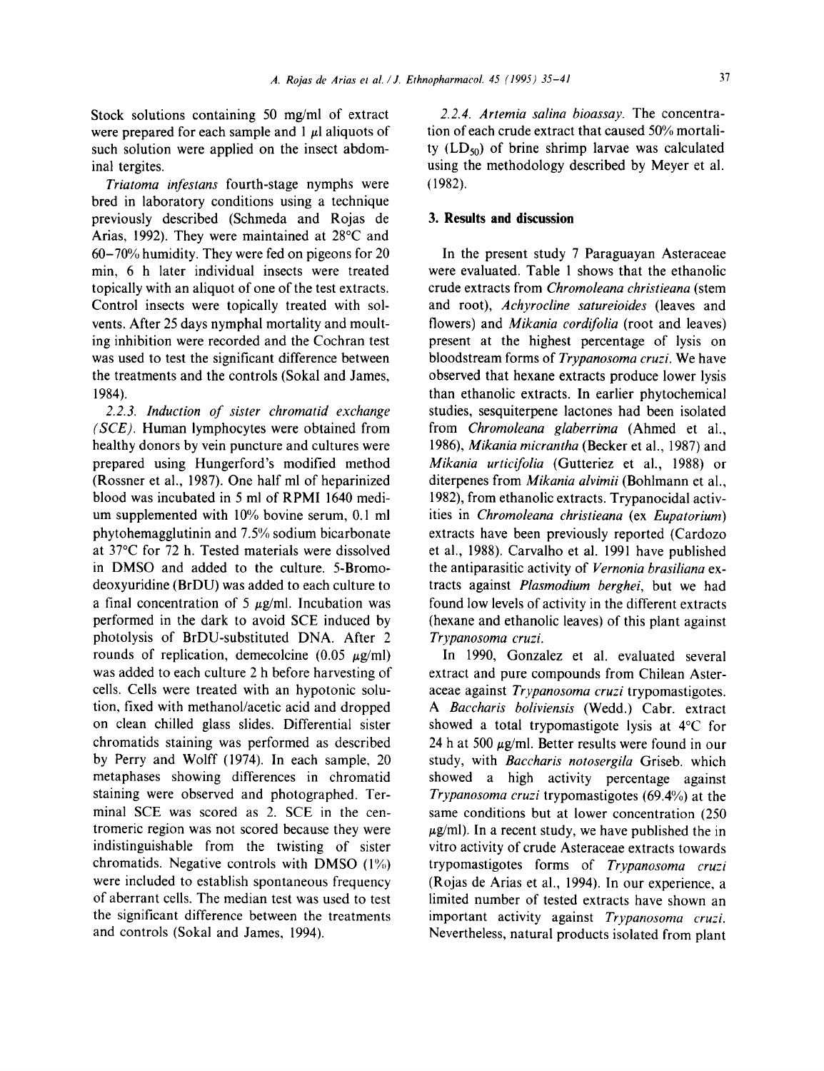Stock solutions containing 50 mg/ml of extract were prepared for each sample and 1 μl aliquots of such solution were applied on the insect abdominal tergites.

*Triatoma infestans* fourth-stage nymphs were bred in laboratory conditions using a technique previously described (Schmeda and Rojas de Arias, 1992). They were maintained at 28°C and 60–70% humidity. They were fed on pigeons for 20 min, 6 h later individual insects were treated topically with an aliquot of one of the test extracts. Control insects were topically treated with solvents. After 25 days nymphal mortality and moulting inhibition were recorded and the Cochran test was used to test the significant difference between the treatments and the controls (Sokal and James, 1984).

*2.2.3. Induction of sister chromatid exchange (SCE).* Human lymphocytes were obtained from healthy donors by vein puncture and cultures were prepared using Hungerford's modified method (Rossner et al., 1987). One half ml of heparinized blood was incubated in 5 ml of RPMI 1640 medium supplemented with 10% bovine serum, 0.1 ml phytohemagglutinin and 7.5% sodium bicarbonate at 37°C for 72 h. Tested materials were dissolved in DMSO and added to the culture. 5-Bromodeoxyuridine (BrDU) was added to each culture to a final concentration of 5 μg/ml. Incubation was performed in the dark to avoid SCE induced by photolysis of BrDU-substituted DNA. After 2 rounds of replication, demecolcine (0.05 μg/ml) was added to each culture 2 h before harvesting of cells. Cells were treated with an hypotonic solution, fixed with methanol/acetic acid and dropped on clean chilled glass slides. Differential sister chromatids staining was performed as described by Perry and Wolff (1974). In each sample, 20 metaphases showing differences in chromatid staining were observed and photographed. Terminal SCE was scored as 2. SCE in the centromeric region was not scored because they were indistinguishable from the twisting of sister chromatids. Negative controls with DMSO (1%) were included to establish spontaneous frequency of aberrant cells. The median test was used to test the significant difference between the treatments and controls (Sokal and James, 1994).

*2.2.4. Artemia salina bioassay.* The concentration of each crude extract that caused 50% mortality ($LD_{50}$) of brine shrimp larvae was calculated using the methodology described by Meyer et al. (1982).

## 3. Results and discussion

In the present study 7 Paraguayan Asteraceae were evaluated. Table 1 shows that the ethanolic crude extracts from *Chromoleana christieana* (stem and root), *Achyrocline satureioides* (leaves and flowers) and *Mikania cordifolia* (root and leaves) present at the highest percentage of lysis on bloodstream forms of *Trypanosoma cruzi*. We have observed that hexane extracts produce lower lysis than ethanolic extracts. In earlier phytochemical studies, sesquiterpene lactones had been isolated from *Chromoleana glaberrima* (Ahmed et al., 1986), *Mikania micrantha* (Becker et al., 1987) and *Mikania urticifolia* (Gutteriez et al., 1988) or diterpenes from *Mikania alvimii* (Bohlmann et al., 1982), from ethanolic extracts. Trypanocidal activities in *Chromoleana christieana* (ex *Eupatorium*) extracts have been previously reported (Cardozo et al., 1988). Carvalho et al. 1991 have published the antiparasitic activity of *Vernonia brasiliana* extracts against *Plasmodium berghei*, but we had found low levels of activity in the different extracts (hexane and ethanolic leaves) of this plant against *Trypanosoma cruzi*.

In 1990, Gonzalez et al. evaluated several extract and pure compounds from Chilean Asteraceae against *Trypanosoma cruzi* trypomastigotes. A *Baccharis boliviensis* (Wedd.) Cabr. extract showed a total trypomastigote lysis at 4°C for 24 h at 500 μg/ml. Better results were found in our study, with *Baccharis notosergila* Griseb. which showed a high activity percentage against *Trypanosoma cruzi* trypomastigotes (69.4%) at the same conditions but at lower concentration (250 μg/ml). In a recent study, we have published the in vitro activity of crude Asteraceae extracts towards trypomastigotes forms of *Trypanosoma cruzi* (Rojas de Arias et al., 1994). In our experience, a limited number of tested extracts have shown an important activity against *Trypanosoma cruzi*. Nevertheless, natural products isolated from plant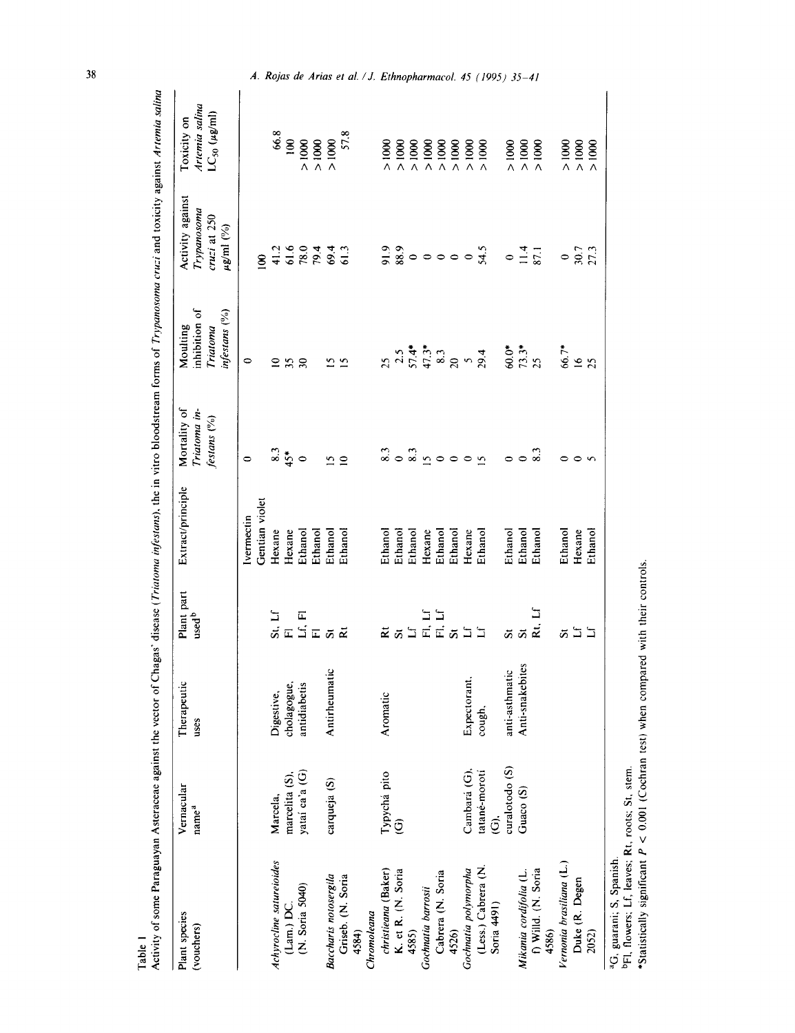Table 1

Activity of some Paraguayan Asteraceae against the vector of Chagas' disease (*Triatoma infestans*), the in vitro bloodstream forms of *Trypanosoma cruzi* and toxicity against *Artemia salina*

| Plant species (vouchers) | Vernacular name[a] | Therapeutic uses | Plant part used[b] | Extract/principle | Mortality of *Triatoma infestans* (%) | Moulting inhibition of *Triatoma infestans* (%) | Activity against *Trypanosoma cruzi* at 250 μg/ml (%) | Toxicity on *Artemia salina* $LC_{50}$ (μg/ml) |
|---|---|---|---|---|---|---|---|---|
| | | | | Ivermectin | 0 | 0 | | |
| | | | | Gentian violet | | | 100 | |
| *Achyrocline satureioides* (Lam.) DC. (N. Soria 5040) | Marcela, marcelita (S), yatai ca'a (G) | Digestive, cholagogue, antidiabetis | St, Lf | Hexane | 8.3 | 10 | 41.2 | 66.8 |
| | | | Fl | Hexane | 45* | 35 | 61.6 | 100 |
| | | | Lf, Fl | Ethanol | 0 | 30 | 78.0 | > 1000 |
| | | | Fl | Ethanol | | | 79.4 | > 1000 |
| *Baccharis notosergila* Griseb. (N. Soria 4584) | carqueja (S) | Antirheumatic | St | Ethanol | 15 | 15 | 69.4 | > 1000 |
| | | | Rt | Ethanol | 10 | 15 | 61.3 | 57.8 |
| *Chromoleana christieana* (Baker) K. et R. (N. Soria 4585) | Typychá pito (G) | Aromatic | Rt | Ethanol | 8.3 | 25 | 91.9 | > 1000 |
| | | | St | Ethanol | 0 | 2.5 | 88.9 | > 1000 |
| | | | Lf | Ethanol | 8.3 | 57.4* | 0 | > 1000 |
| *Gochnatia barrosii* Cabrera (N. Soria 4526) | | | Fl, Lf | Hexane | 15 | 47.3* | 0 | > 1000 |
| | | | Fl, Lf | Ethanol | 0 | 8.3 | 0 | > 1000 |
| | | | St | Ethanol | 0 | 20 | 0 | > 1000 |
| *Gochnatia polymorpha* (Less.) Cabrera (N. Soria 4491) | Cambará (G), tatané-moroti (G), curalotodo (S) | Expectorant, cough, anti-asthmatic | Lf | Hexane | 0 | 5 | 0 | > 1000 |
| | | | Lf | Ethanol | 15 | 29.4 | 54.5 | > 1000 |
| | | | St | Ethanol | 0 | 60.0* | 0 | > 1000 |
| *Mikania cordifolia* (L. f) Willd. (N. Soria 4586) | Guaco (S) | Anti-snakebites | St | Ethanol | 0 | 73.3* | 11.4 | > 1000 |
| | | | Rt, Lf | Ethanol | 8.3 | 25 | 87.1 | > 1000 |
| *Vernonia brasiliana* (L.) Duke (R. Degen 2052) | | | St | Ethanol | 0 | 66.7* | 0 | > 1000 |
| | | | Lf | Hexane | 0 | 16 | 30.7 | > 1000 |
| | | | Lf | Ethanol | 5 | 25 | 27.3 | > 1000 |

[a]G, guarani; S, Spanish.
[b]Fl, flowers; Lf, leaves; Rt, roots; St, stem.
*Statistically significant $P < 0.001$ (Cochran test) when compared with their controls.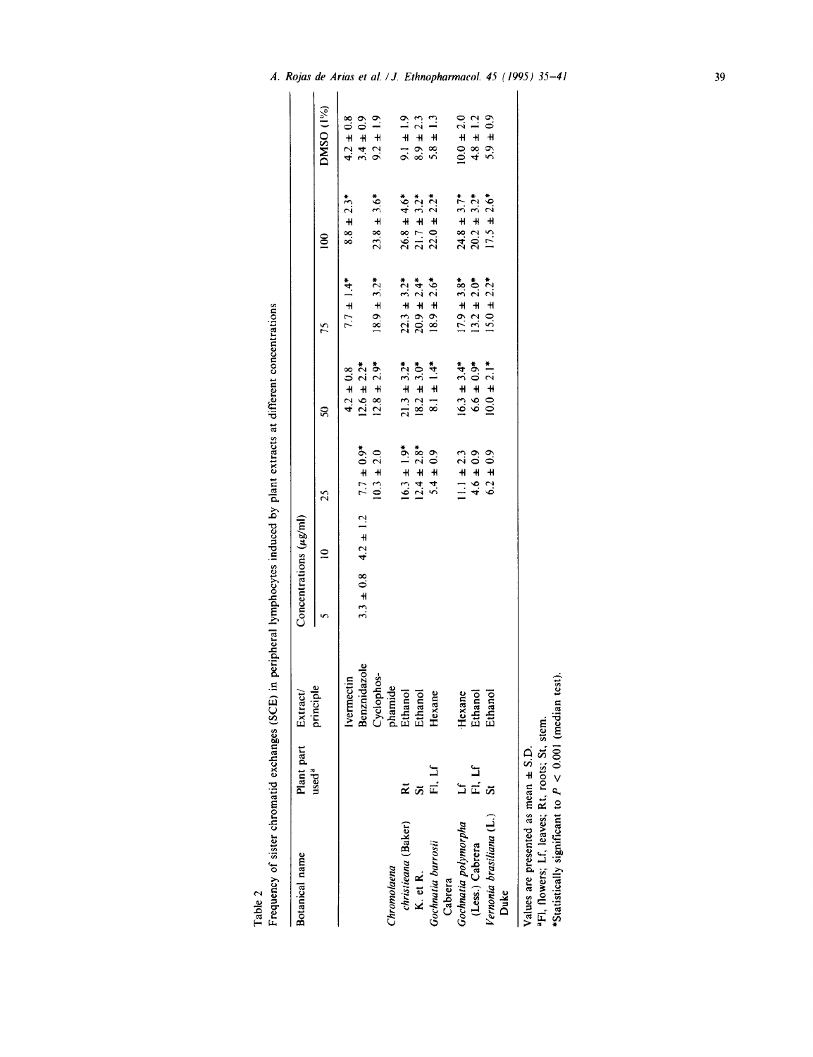Table 2
Frequency of sister chromatid exchanges (SCE) in peripheral lymphocytes induced by plant extracts at different concentrations

| Botanical name | Plant part used[a] | Extract/ principle | Concentrations (μg/ml) | | | | | | | DMSO (1%) |
|---|---|---|---|---|---|---|---|---|---|---|
| | | | 5 | 10 | 25 | 50 | 75 | 100 | | |
| | | Ivermectin | | | | 4.2 ± 0.8 | 7.7 ± 1.4* | 8.8 ± 2.3* | | 4.2 ± 0.8 |
| | | Benznidazole | 3.3 ± 0.8 | 4.2 ± 1.2 | 7.7 ± 0.9* | 12.6 ± 2.2* | | | | 3.4 ± 0.9 |
| | | Cyclophos-phamide | | | 10.3 ± 2.0 | 12.8 ± 2.9* | 18.9 ± 3.2* | 23.8 ± 3.6* | | 9.2 ± 1.9 |
| *Chromolaena christieana* (Baker) K. et R. | Rt | Ethanol | | | 16.3 ± 1.9* | 21.3 ± 3.2* | 22.3 ± 3.2* | 26.8 ± 4.6* | | 9.1 ± 1.9 |
| | St | Ethanol | | | 12.4 ± 2.8* | 18.2 ± 3.0* | 20.9 ± 2.4* | 21.7 ± 3.2* | | 8.9 ± 2.3 |
| *Gochnatia barrosii* Cabrera | Fl, Lf | Hexane | | | 5.4 ± 0.9 | 8.1 ± 1.4* | 18.9 ± 2.6* | 22.0 ± 2.2* | | 5.8 ± 1.3 |
| *Gochnatia polymorpha* (Less.) Cabrera | Lf | Hexane | | | 11.1 ± 2.3 | 16.3 ± 3.4* | 17.9 ± 3.8* | 24.8 ± 3.7* | | 10.0 ± 2.0 |
| | Fl, Lf | Ethanol | | | 4.6 ± 0.9 | 6.6 ± 0.9* | 13.2 ± 2.0* | 20.2 ± 3.2* | | 4.8 ± 1.2 |
| *Vernonia brasiliana* (L.) Duke | St | Ethanol | | | 6.2 ± 0.9 | 10.0 ± 2.1* | 15.0 ± 2.2* | 17.5 ± 2.6* | | 5.9 ± 0.9 |

Values are presented as mean ± S.D.
[a]Fl, flowers; Lf, leaves; Rt, roots; St, stem.
*Statistically significant to $P < 0.001$ (median test).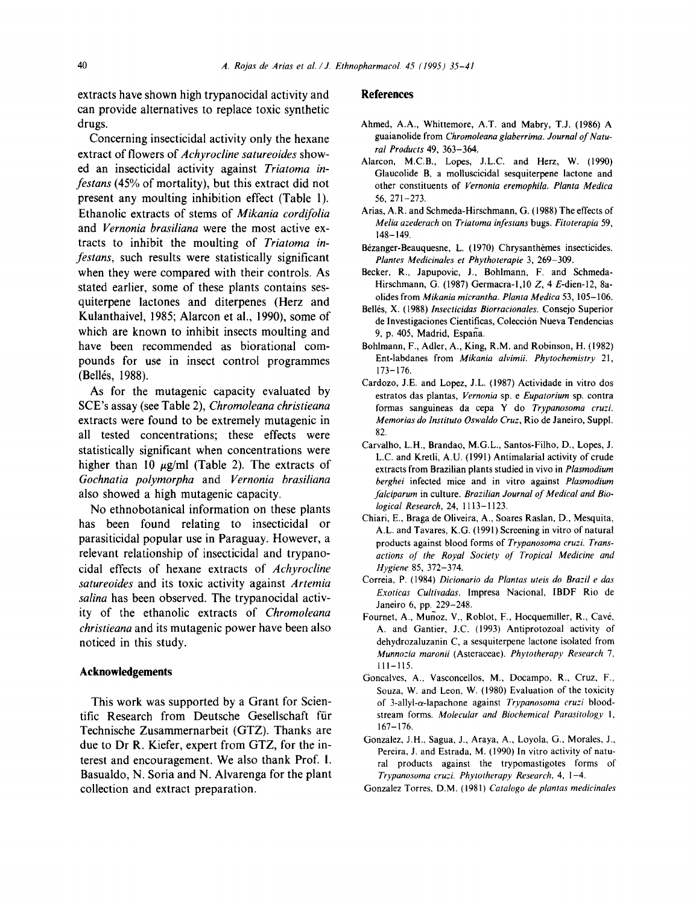extracts have shown high trypanocidal activity and can provide alternatives to replace toxic synthetic drugs.

Concerning insecticidal activity only the hexane extract of flowers of *Achyrocline satureoides* showed an insecticidal activity against *Triatoma infestans* (45% of mortality), but this extract did not present any moulting inhibition effect (Table 1). Ethanolic extracts of stems of *Mikania cordifolia* and *Vernonia brasiliana* were the most active extracts to inhibit the moulting of *Triatoma infestans*, such results were statistically significant when they were compared with their controls. As stated earlier, some of these plants contains sesquiterpene lactones and diterpenes (Herz and Kulanthaivel, 1985; Alarcon et al., 1990), some of which are known to inhibit insects moulting and have been recommended as biorational compounds for use in insect control programmes (Bellés, 1988).

As for the mutagenic capacity evaluated by SCE's assay (see Table 2), *Chromoleana christieana* extracts were found to be extremely mutagenic in all tested concentrations; these effects were statistically significant when concentrations were higher than 10 μg/ml (Table 2). The extracts of *Gochnatia polymorpha* and *Vernonia brasiliana* also showed a high mutagenic capacity.

No ethnobotanical information on these plants has been found relating to insecticidal or parasiticidal popular use in Paraguay. However, a relevant relationship of insecticidal and trypanocidal effects of hexane extracts of *Achyrocline satureoides* and its toxic activity against *Artemia salina* has been observed. The trypanocidal activity of the ethanolic extracts of *Chromoleana christieana* and its mutagenic power have been also noticed in this study.

## Acknowledgements

This work was supported by a Grant for Scientific Research from Deutsche Gesellschaft für Technische Zusammernarbeit (GTZ). Thanks are due to Dr R. Kiefer, expert from GTZ, for the interest and encouragement. We also thank Prof. I. Basualdo, N. Soria and N. Alvarenga for the plant collection and extract preparation.

## References

Ahmed, A.A., Whittemore, A.T. and Mabry, T.J. (1986) A guaianolide from *Chromoleana glaberrima*. *Journal of Natural Products* 49, 363–364.

Alarcon, M.C.B., Lopes, J.L.C. and Herz, W. (1990) Glaucolide B, a molluscicidal sesquiterpene lactone and other constituents of *Vernonia eremophila*. *Planta Medica* 56, 271–273.

Arias, A.R. and Schmeda-Hirschmann, G. (1988) The effects of *Melia azederach* on *Triatoma infestans* bugs. *Fitoterapia* 59, 148–149.

Bézanger-Beauquesne, L. (1970) Chrysanthèmes insecticides. *Plantes Medicinales et Phythoterapie* 3, 269–309.

Becker, R., Japupovic, J., Bohlmann, F. and Schmeda-Hirschmann, G. (1987) Germacra-1,10 Z, 4 E-dien-12, 8a-olides from *Mikania micrantha*. *Planta Medica* 53, 105–106.

Bellés, X. (1988) *Insecticidas Biorracionales*. Consejo Superior de Investigaciones Cientificas, Colección Nueva Tendencias 9, p. 405, Madrid, España.

Bohlmann, F., Adler, A., King, R.M. and Robinson, H. (1982) Ent-labdanes from *Mikania alvimii*. *Phytochemistry* 21, 173–176.

Cardozo, J.E. and Lopez, J.L. (1987) Actividade in vitro dos estratos das plantas, *Vernonia* sp. e *Eupatorium* sp. contra formas sanguineas da cepa Y do *Trypanosoma cruzi*. *Memorias do Instituto Oswaldo Cruz*, Rio de Janeiro, Suppl. 82.

Carvalho, L.H., Brandao, M.G.L., Santos-Filho, D., Lopes, J. L.C. and Kretli, A.U. (1991) Antimalarial activity of crude extracts from Brazilian plants studied in vivo in *Plasmodium berghei* infected mice and in vitro against *Plasmodium falciparum* in culture. *Brazilian Journal of Medical and Biological Research*, 24, 1113–1123.

Chiari, E., Braga de Oliveira, A., Soares Raslan, D., Mesquita, A.L. and Tavares, K.G. (1991) Screening in vitro of natural products against blood forms of *Trypanosoma cruzi*. *Transactions of the Royal Society of Tropical Medicine and Hygiene* 85, 372–374.

Correia, P. (1984) *Dicionario da Plantas uteis do Brazil e das Exoticas Cultivadas*. Impresa Nacional, IBDF Rio de Janeiro 6, pp. 229–248.

Fournet, A., Muñoz, V., Roblot, F., Hocquemiller, R., Cavé, A. and Gantier, J.C. (1993) Antiprotozoal activity of dehydrozaluzanin C, a sesquiterpene lactone isolated from *Munnozia maronii* (Asteraceae). *Phytotherapy Research* 7, 111–115.

Goncalves, A., Vasconcellos, M., Docampo, R., Cruz, F., Souza, W. and Leon, W. (1980) Evaluation of the toxicity of 3-allyl-α-lapachone against *Trypanosoma cruzi* bloodstream forms. *Molecular and Biochemical Parasitology* 1, 167–176.

Gonzalez, J.H., Sagua, J., Araya, A., Loyola, G., Morales, J., Pereira, J. and Estrada, M. (1990) In vitro activity of natural products against the trypomastigotes forms of *Trypanosoma cruzi*. *Phytotherapy Research*, 4, 1–4.

Gonzalez Torres, D.M. (1981) *Catalogo de plantas medicinales*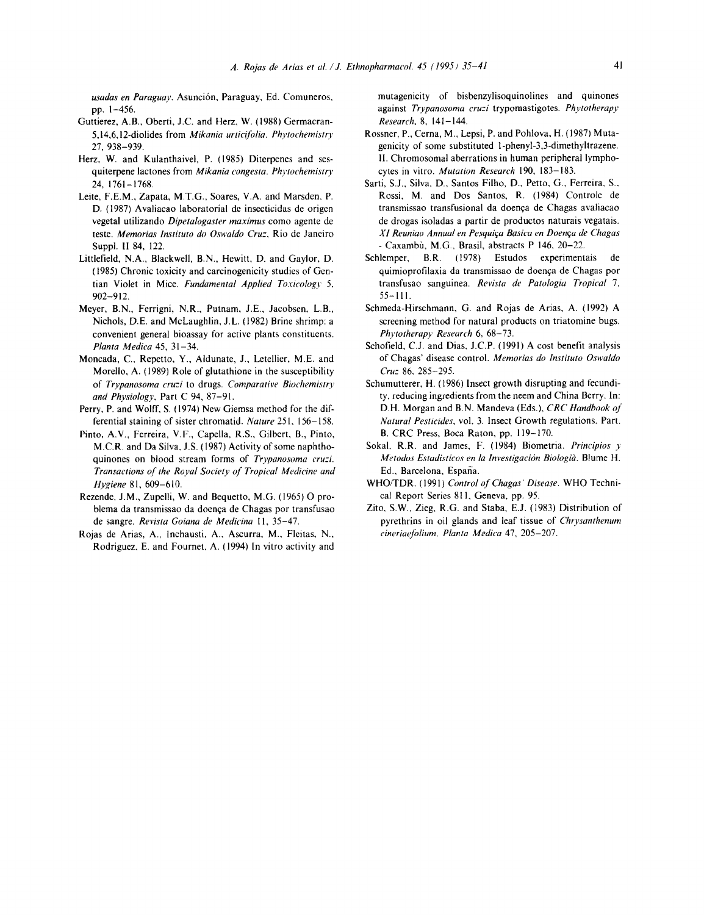*usadas en Paraguay*. Asunción, Paraguay, Ed. Comuneros, pp. 1–456.

Guttierez, A.B., Oberti, J.C. and Herz, W. (1988) Germacran-5,14,6,12-diolides from *Mikania urticifolia*. *Phytochemistry* 27, 938–939.

Herz, W. and Kulanthaivel, P. (1985) Diterpenes and sesquiterpene lactones from *Mikania congesta*. *Phytochemistry* 24, 1761–1768.

Leite, F.E.M., Zapata, M.T.G., Soares, V.A. and Marsden, P. D. (1987) Avaliacao laboratorial de insecticidas de origen vegetal utilizando *Dipetalogaster maximus* como agente de teste. *Memorias Instituto do Oswaldo Cruz*, Rio de Janeiro Suppl. II 84, 122.

Littlefield, N.A., Blackwell, B.N., Hewitt, D. and Gaylor, D. (1985) Chronic toxicity and carcinogenicity studies of Gentian Violet in Mice. *Fundamental Applied Toxicology* 5, 902–912.

Meyer, B.N., Ferrigni, N.R., Putnam, J.E., Jacobsen, L.B., Nichols, D.E. and McLaughlin, J.L. (1982) Brine shrimp: a convenient general bioassay for active plants constituents. *Planta Medica* 45, 31–34.

Moncada, C., Repetto, Y., Aldunate, J., Letellier, M.E. and Morello, A. (1989) Role of glutathione in the susceptibility of *Trypanosoma cruzi* to drugs. *Comparative Biochemistry and Physiology*, Part C 94, 87–91.

Perry, P. and Wolff, S. (1974) New Giemsa method for the differential staining of sister chromatid. *Nature* 251, 156–158.

Pinto, A.V., Ferreira, V.F., Capella, R.S., Gilbert, B., Pinto, M.C.R. and Da Silva, J.S. (1987) Activity of some naphthoquinones on blood stream forms of *Trypanosoma cruzi*. *Transactions of the Royal Society of Tropical Medicine and Hygiene* 81, 609–610.

Rezende, J.M., Zupelli, W. and Bequetto, M.G. (1965) O problema da transmissao da doença de Chagas por transfusao de sangre. *Revista Goiana de Medicina* 11, 35–47.

Rojas de Arias, A., Inchausti, A., Ascurra, M., Fleitas, N., Rodriguez, E. and Fournet, A. (1994) In vitro activity and mutagenicity of bisbenzylisoquinolines and quinones against *Trypanosoma cruzi* trypomastigotes. *Phytotherapy Research*, 8, 141–144.

Rossner, P., Cerna, M., Lepsi, P. and Pohlova, H. (1987) Mutagenicity of some substituted 1-phenyl-3,3-dimethyltrazene. II. Chromosomal aberrations in human peripheral lymphocytes in vitro. *Mutation Research* 190, 183–183.

Sarti, S.J., Silva, D., Santos Filho, D., Petto, G., Ferreira, S., Rossi, M. and Dos Santos, R. (1984) Controle de transmissao transfusional da doença de Chagas avaliacao de drogas isoladas a partir de productos naturais vegatais. *XI Reuniao Annual en Pesquiça Basica en Doença de Chagas* - Caxambù, M.G., Brasil, abstracts P 146, 20–22.

Schlemper, B.R. (1978) Estudos experimentais de quimioprofilaxia da transmissao de doença de Chagas por transfusao sanguinea. *Revista de Patologia Tropical* 7, 55–111.

Schmeda-Hirschmann, G. and Rojas de Arias, A. (1992) A screening method for natural products on triatomine bugs. *Phytotherapy Research* 6, 68–73.

Schofield, C.J. and Dias, J.C.P. (1991) A cost benefit analysis of Chagas' disease control. *Memorias do Instituto Oswaldo Cruz* 86, 285–295.

Schumutterer, H. (1986) Insect growth disrupting and fecundity, reducing ingredients from the neem and China Berry. In: D.H. Morgan and B.N. Mandeva (Eds.), *CRC Handbook of Natural Pesticides*, vol. 3. Insect Growth regulations, Part. B. CRC Press, Boca Raton, pp. 119–170.

Sokal, R.R. and James, F. (1984) Biometria. *Principios y Metodos Estadisticos en la Investigación Biologià*. Blume H. Ed., Barcelona, España.

WHO/TDR. (1991) *Control of Chagas' Disease*. WHO Technical Report Series 811, Geneva, pp. 95.

Zito, S.W., Zieg, R.G. and Staba, E.J. (1983) Distribution of pyrethrins in oil glands and leaf tissue of *Chrysanthenum cineriaefolium*. *Planta Medica* 47, 205–207.